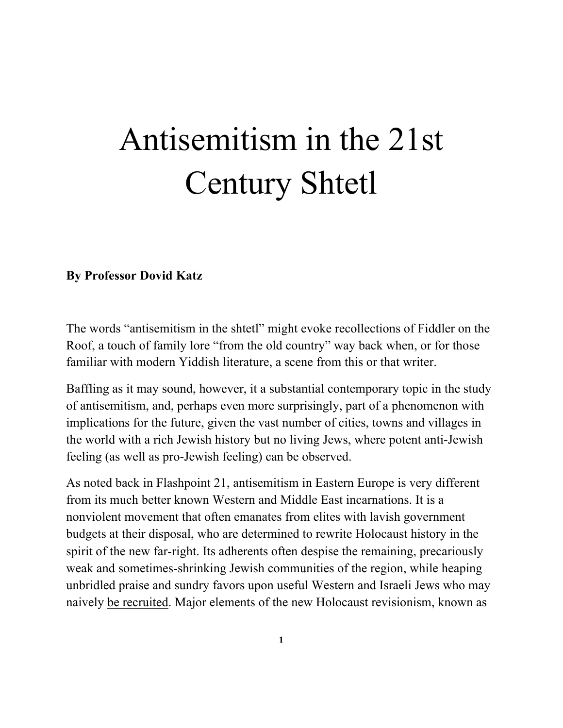# Antisemitism in the 21st Century Shtetl

**By Professor Dovid Katz**

The words "antisemitism in the shtetl" might evoke recollections of Fiddler on the Roof, a touch of family lore "from the old country" way back when, or for those familiar with modern Yiddish literature, a scene from this or that writer.

Baffling as it may sound, however, it a substantial contemporary topic in the study of antisemitism, and, perhaps even more surprisingly, part of a phenomenon with implications for the future, given the vast number of cities, towns and villages in the world with a rich Jewish history but no living Jews, where potent anti-Jewish feeling (as well as pro-Jewish feeling) can be observed.

As noted back in Flashpoint 21, antisemitism in Eastern Europe is very different from its much better known Western and Middle East incarnations. It is a nonviolent movement that often emanates from elites with lavish government budgets at their disposal, who are determined to rewrite Holocaust history in the spirit of the new far-right. Its adherents often despise the remaining, precariously weak and sometimes-shrinking Jewish communities of the region, while heaping unbridled praise and sundry favors upon useful Western and Israeli Jews who may naively be recruited. Major elements of the new Holocaust revisionism, known as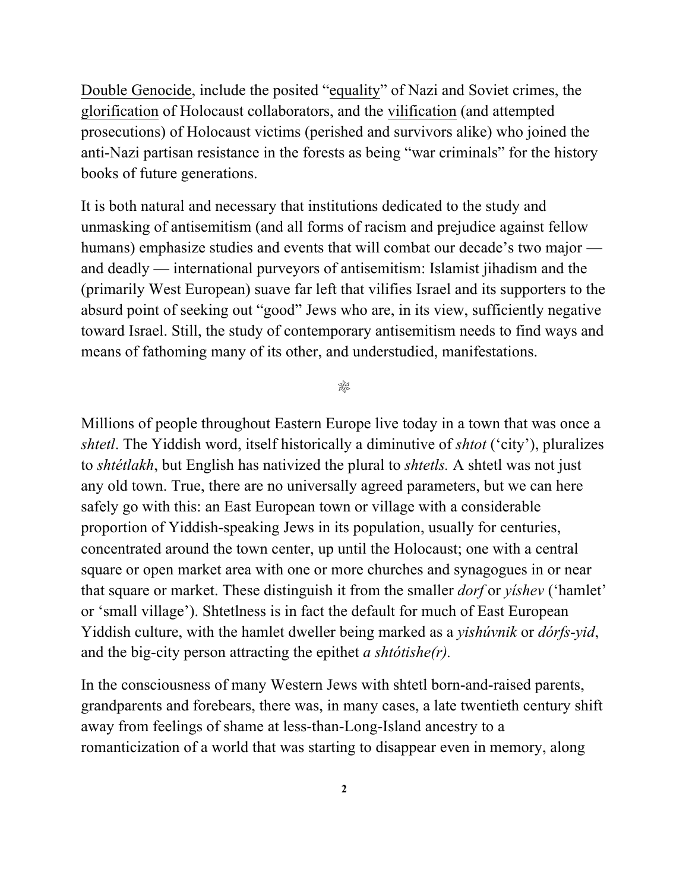Double Genocide, include the posited "equality" of Nazi and Soviet crimes, the glorification of Holocaust collaborators, and the vilification (and attempted prosecutions) of Holocaust victims (perished and survivors alike) who joined the anti-Nazi partisan resistance in the forests as being "war criminals" for the history books of future generations.

It is both natural and necessary that institutions dedicated to the study and unmasking of antisemitism (and all forms of racism and prejudice against fellow humans) emphasize studies and events that will combat our decade's two major — and deadly — international purveyors of antisemitism: Islamist jihadism and the (primarily West European) suave far left that vilifies Israel and its supporters to the absurd point of seeking out "good" Jews who are, in its view, sufficiently negative toward Israel. Still, the study of contemporary antisemitism needs to find ways and means of fathoming many of its other, and understudied, manifestations.

❊

Millions of people throughout Eastern Europe live today in a town that was once a *shtetl*. The Yiddish word, itself historically a diminutive of *shtot* ('city'), pluralizes to *shtétlakh*, but English has nativized the plural to *shtetls.* A shtetl was not just any old town. True, there are no universally agreed parameters, but we can here safely go with this: an East European town or village with a considerable proportion of Yiddish-speaking Jews in its population, usually for centuries, concentrated around the town center, up until the Holocaust; one with a central square or open market area with one or more churches and synagogues in or near that square or market. These distinguish it from the smaller *dorf* or *yíshev* ('hamlet' or 'small village'). Shtetlness is in fact the default for much of East European Yiddish culture, with the hamlet dweller being marked as a *yishúvnik* or *dórfs-yid*, and the big-city person attracting the epithet *a shtótishe(r).*

In the consciousness of many Western Jews with shtetl born-and-raised parents, grandparents and forebears, there was, in many cases, a late twentieth century shift away from feelings of shame at less-than-Long-Island ancestry to a romanticization of a world that was starting to disappear even in memory, along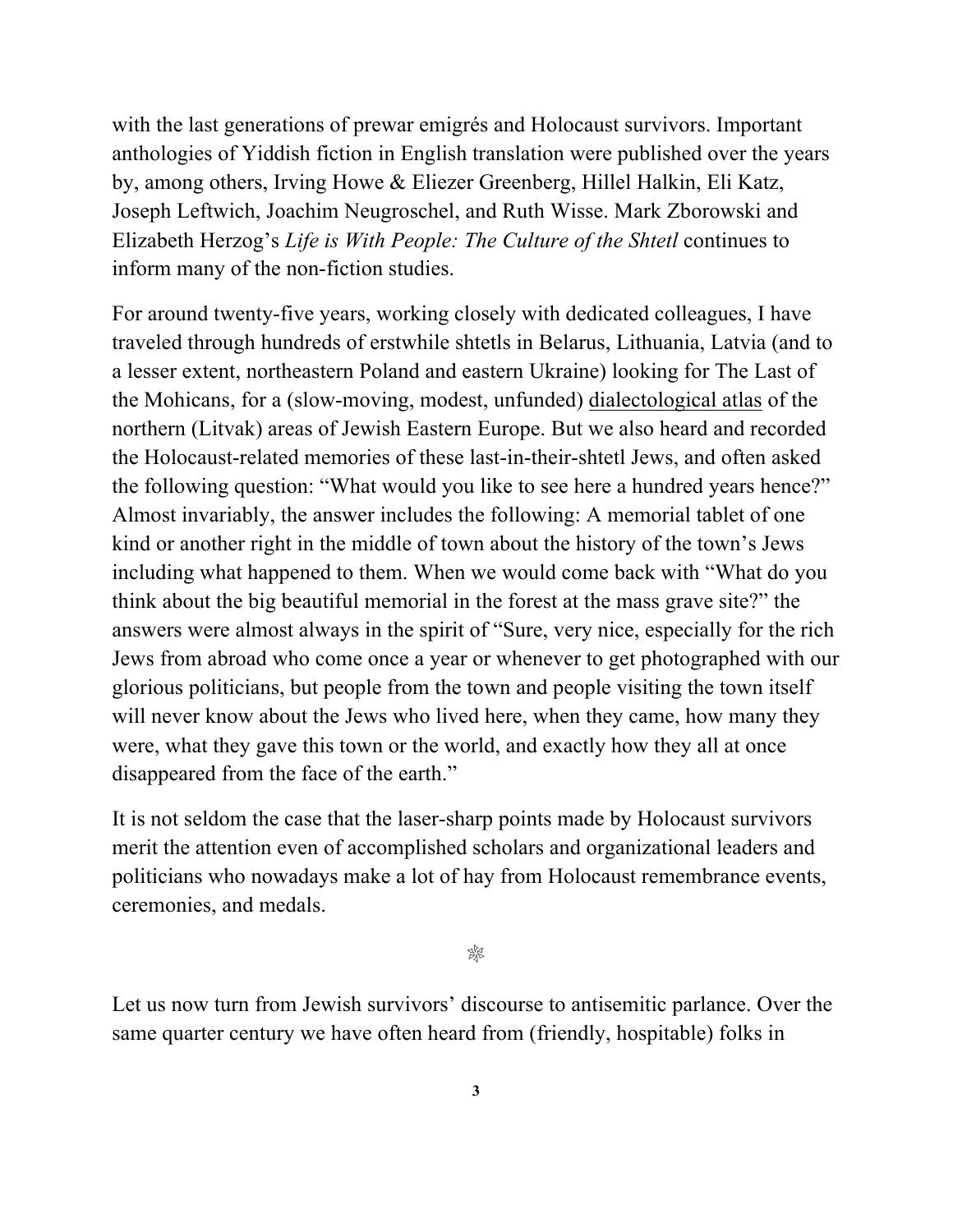with the last generations of prewar emigrés and Holocaust survivors. Important anthologies of Yiddish fiction in English translation were published over the years by, among others, Irving Howe & Eliezer Greenberg, Hillel Halkin, Eli Katz, Joseph Leftwich, Joachim Neugroschel, and Ruth Wisse. Mark Zborowski and Elizabeth Herzog's *Life is With People: The Culture of the Shtetl* continues to inform many of the non-fiction studies.

For around twenty-five years, working closely with dedicated colleagues, I have traveled through hundreds of erstwhile shtetls in Belarus, Lithuania, Latvia (and to a lesser extent, northeastern Poland and eastern Ukraine) looking for The Last of the Mohicans, for a (slow-moving, modest, unfunded) dialectological atlas of the northern (Litvak) areas of Jewish Eastern Europe. But we also heard and recorded the Holocaust-related memories of these last-in-their-shtetl Jews, and often asked the following question: "What would you like to see here a hundred years hence?" Almost invariably, the answer includes the following: A memorial tablet of one kind or another right in the middle of town about the history of the town's Jews including what happened to them. When we would come back with "What do you think about the big beautiful memorial in the forest at the mass grave site?" the answers were almost always in the spirit of "Sure, very nice, especially for the rich Jews from abroad who come once a year or whenever to get photographed with our glorious politicians, but people from the town and people visiting the town itself will never know about the Jews who lived here, when they came, how many they were, what they gave this town or the world, and exactly how they all at once disappeared from the face of the earth."

It is not seldom the case that the laser-sharp points made by Holocaust survivors merit the attention even of accomplished scholars and organizational leaders and politicians who nowadays make a lot of hay from Holocaust remembrance events, ceremonies, and medals.

❊

Let us now turn from Jewish survivors' discourse to antisemitic parlance. Over the same quarter century we have often heard from (friendly, hospitable) folks in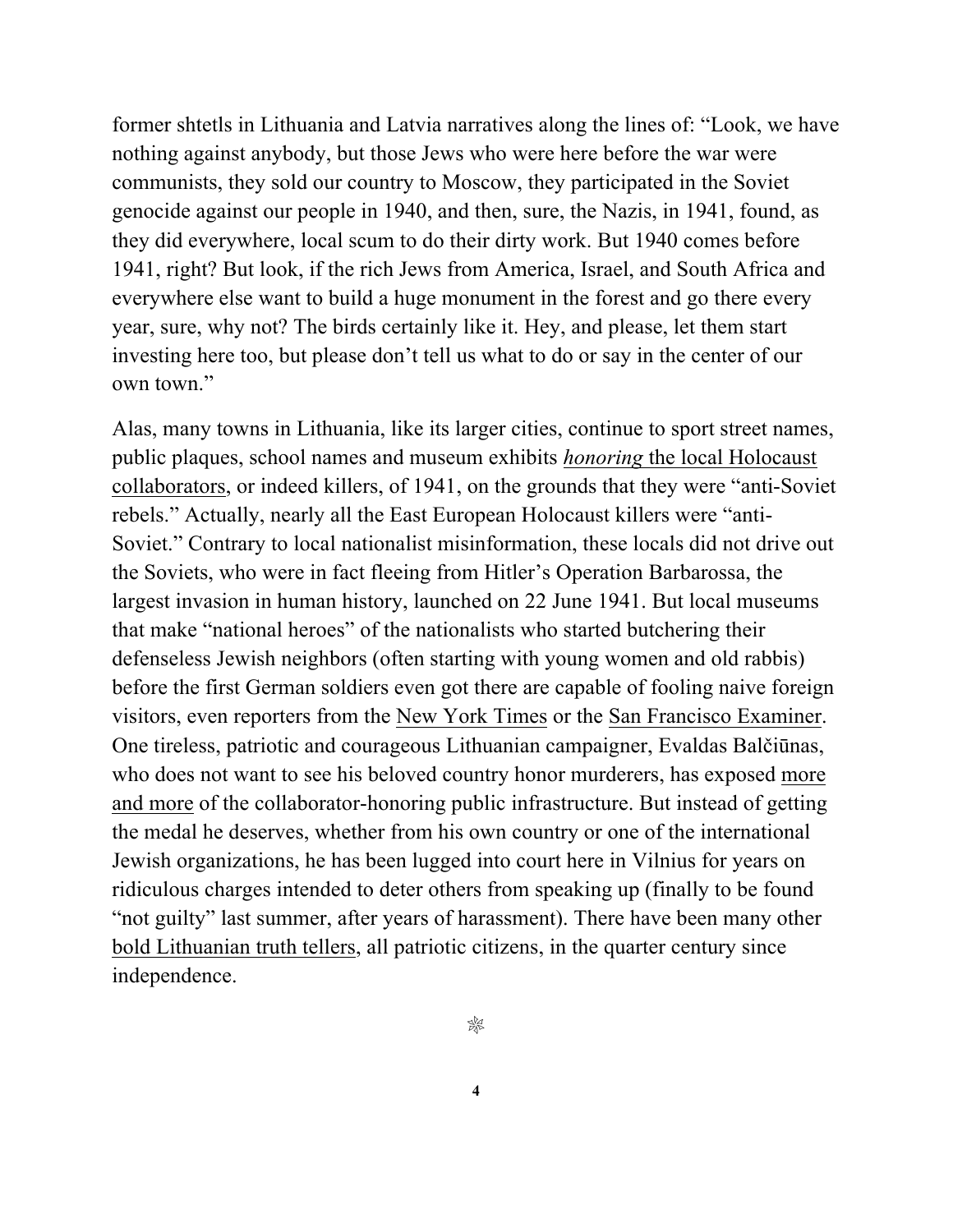former shtetls in Lithuania and Latvia narratives along the lines of: "Look, we have nothing against anybody, but those Jews who were here before the war were communists, they sold our country to Moscow, they participated in the Soviet genocide against our people in 1940, and then, sure, the Nazis, in 1941, found, as they did everywhere, local scum to do their dirty work. But 1940 comes before 1941, right? But look, if the rich Jews from America, Israel, and South Africa and everywhere else want to build a huge monument in the forest and go there every year, sure, why not? The birds certainly like it. Hey, and please, let them start investing here too, but please don't tell us what to do or say in the center of our own town."

Alas, many towns in Lithuania, like its larger cities, continue to sport street names, public plaques, school names and museum exhibits *honoring* the local Holocaust collaborators, or indeed killers, of 1941, on the grounds that they were "anti-Soviet rebels." Actually, nearly all the East European Holocaust killers were "anti-Soviet." Contrary to local nationalist misinformation, these locals did not drive out the Soviets, who were in fact fleeing from Hitler's Operation Barbarossa, the largest invasion in human history, launched on 22 June 1941. But local museums that make "national heroes" of the nationalists who started butchering their defenseless Jewish neighbors (often starting with young women and old rabbis) before the first German soldiers even got there are capable of fooling naive foreign visitors, even reporters from the New York Times or the San Francisco Examiner. One tireless, patriotic and courageous Lithuanian campaigner, Evaldas Balčiūnas, who does not want to see his beloved country honor murderers, has exposed more and more of the collaborator-honoring public infrastructure. But instead of getting the medal he deserves, whether from his own country or one of the international Jewish organizations, he has been lugged into court here in Vilnius for years on ridiculous charges intended to deter others from speaking up (finally to be found "not guilty" last summer, after years of harassment). There have been many other bold Lithuanian truth tellers, all patriotic citizens, in the quarter century since independence.

⁂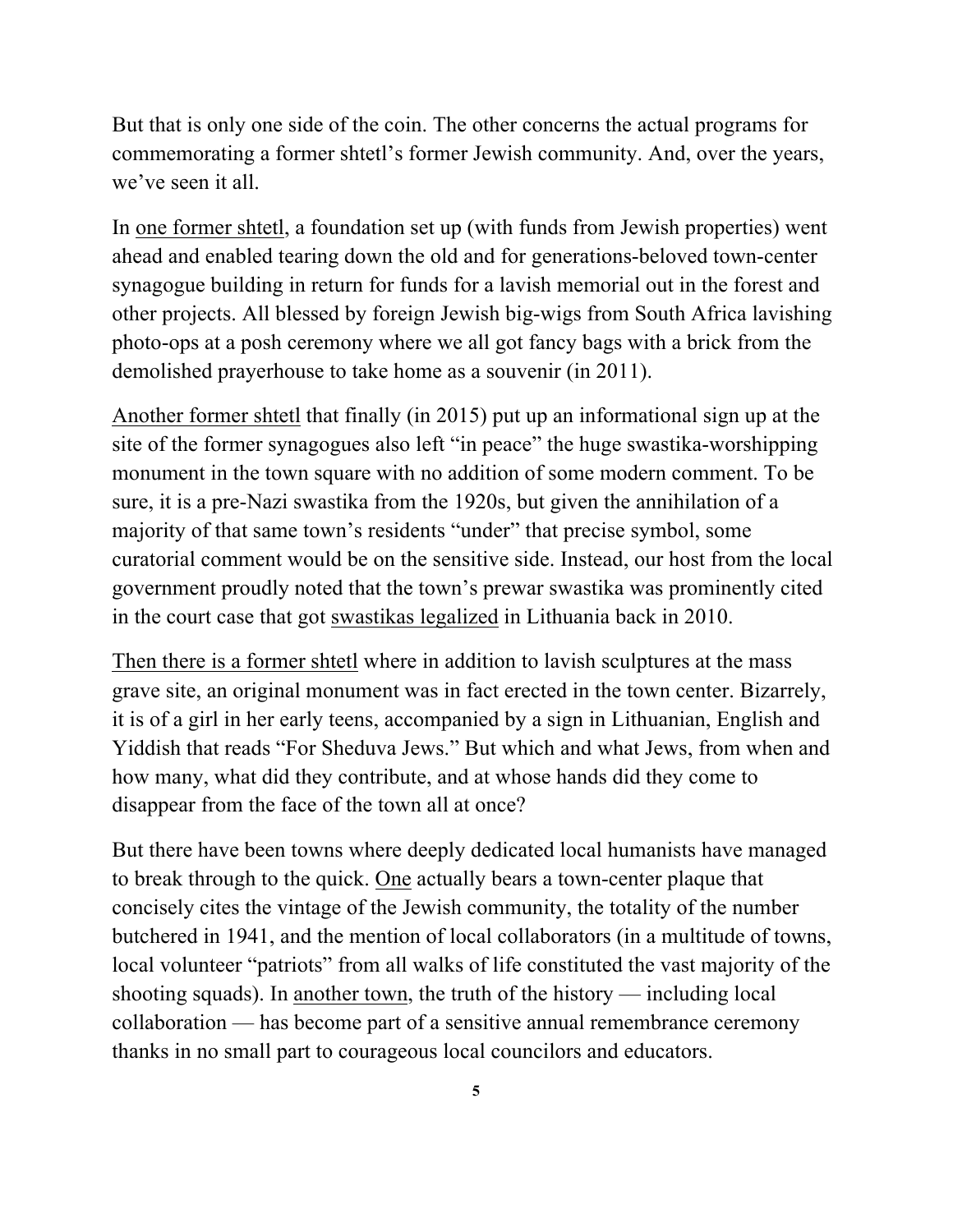But that is only one side of the coin. The other concerns the actual programs for commemorating a former shtetl's former Jewish community. And, over the years, we've seen it all.

In one former shtetl, a foundation set up (with funds from Jewish properties) went ahead and enabled tearing down the old and for generations-beloved town-center synagogue building in return for funds for a lavish memorial out in the forest and other projects. All blessed by foreign Jewish big-wigs from South Africa lavishing photo-ops at a posh ceremony where we all got fancy bags with a brick from the demolished prayerhouse to take home as a souvenir (in 2011).

Another former shtetl that finally (in 2015) put up an informational sign up at the site of the former synagogues also left "in peace" the huge swastika-worshipping monument in the town square with no addition of some modern comment. To be sure, it is a pre-Nazi swastika from the 1920s, but given the annihilation of a majority of that same town's residents "under" that precise symbol, some curatorial comment would be on the sensitive side. Instead, our host from the local government proudly noted that the town's prewar swastika was prominently cited in the court case that got swastikas legalized in Lithuania back in 2010.

Then there is a former shtetl where in addition to lavish sculptures at the mass grave site, an original monument was in fact erected in the town center. Bizarrely, it is of a girl in her early teens, accompanied by a sign in Lithuanian, English and Yiddish that reads "For Sheduva Jews." But which and what Jews, from when and how many, what did they contribute, and at whose hands did they come to disappear from the face of the town all at once?

But there have been towns where deeply dedicated local humanists have managed to break through to the quick. One actually bears a town-center plaque that concisely cites the vintage of the Jewish community, the totality of the number butchered in 1941, and the mention of local collaborators (in a multitude of towns, local volunteer "patriots" from all walks of life constituted the vast majority of the shooting squads). In another town, the truth of the history — including local collaboration — has become part of a sensitive annual remembrance ceremony thanks in no small part to courageous local councilors and educators.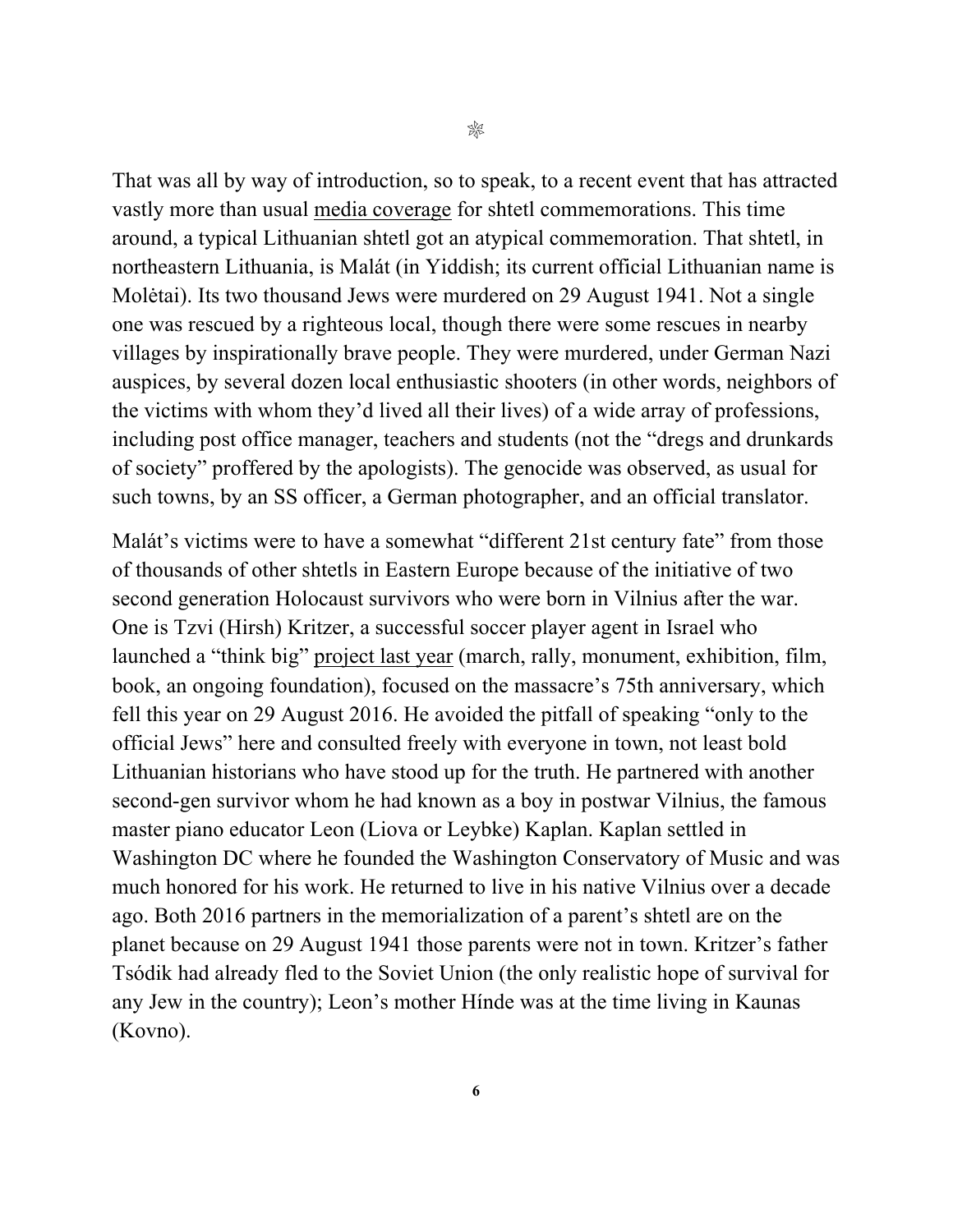❊

That was all by way of introduction, so to speak, to a recent event that has attracted vastly more than usual media coverage for shtetl commemorations. This time around, a typical Lithuanian shtetl got an atypical commemoration. That shtetl, in northeastern Lithuania, is Malát (in Yiddish; its current official Lithuanian name is Molėtai). Its two thousand Jews were murdered on 29 August 1941. Not a single one was rescued by a righteous local, though there were some rescues in nearby villages by inspirationally brave people. They were murdered, under German Nazi auspices, by several dozen local enthusiastic shooters (in other words, neighbors of the victims with whom they'd lived all their lives) of a wide array of professions, including post office manager, teachers and students (not the "dregs and drunkards of society" proffered by the apologists). The genocide was observed, as usual for such towns, by an SS officer, a German photographer, and an official translator.

Malát's victims were to have a somewhat "different 21st century fate" from those of thousands of other shtetls in Eastern Europe because of the initiative of two second generation Holocaust survivors who were born in Vilnius after the war. One is Tzvi (Hirsh) Kritzer, a successful soccer player agent in Israel who launched a "think big" project last year (march, rally, monument, exhibition, film, book, an ongoing foundation), focused on the massacre's 75th anniversary, which fell this year on 29 August 2016. He avoided the pitfall of speaking "only to the official Jews" here and consulted freely with everyone in town, not least bold Lithuanian historians who have stood up for the truth. He partnered with another second-gen survivor whom he had known as a boy in postwar Vilnius, the famous master piano educator Leon (Liova or Leybke) Kaplan. Kaplan settled in Washington DC where he founded the Washington Conservatory of Music and was much honored for his work. He returned to live in his native Vilnius over a decade ago. Both 2016 partners in the memorialization of a parent's shtetl are on the planet because on 29 August 1941 those parents were not in town. Kritzer's father Tsódik had already fled to the Soviet Union (the only realistic hope of survival for any Jew in the country); Leon's mother Hínde was at the time living in Kaunas (Kovno).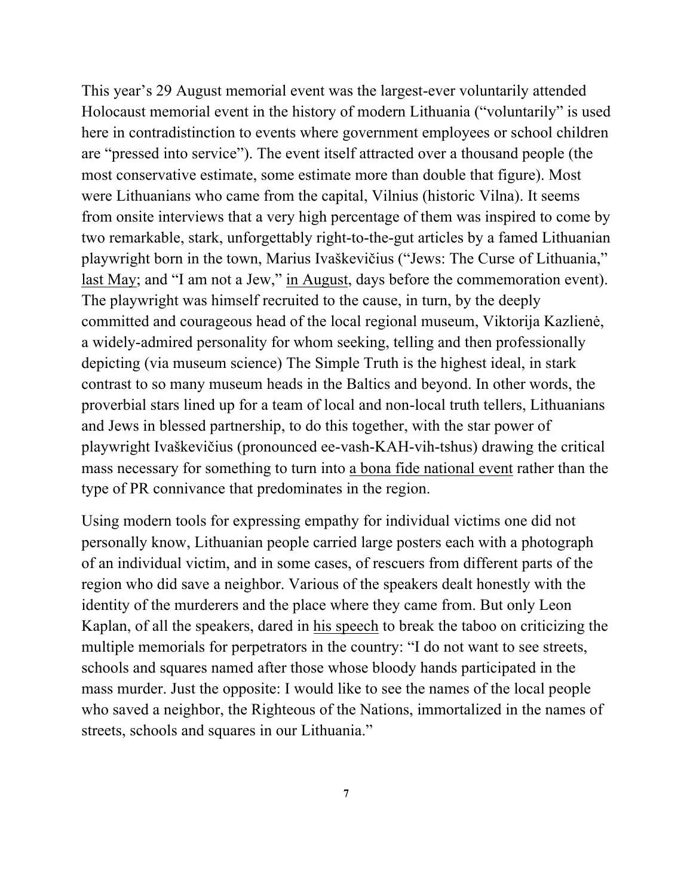This year's 29 August memorial event was the largest-ever voluntarily attended Holocaust memorial event in the history of modern Lithuania ("voluntarily" is used here in contradistinction to events where government employees or school children are "pressed into service"). The event itself attracted over a thousand people (the most conservative estimate, some estimate more than double that figure). Most were Lithuanians who came from the capital, Vilnius (historic Vilna). It seems from onsite interviews that a very high percentage of them was inspired to come by two remarkable, stark, unforgettably right-to-the-gut articles by a famed Lithuanian playwright born in the town, Marius Ivaškevičius ("Jews: The Curse of Lithuania," last May; and "I am not a Jew," in August, days before the commemoration event). The playwright was himself recruited to the cause, in turn, by the deeply committed and courageous head of the local regional museum, Viktorija Kazlienė, a widely-admired personality for whom seeking, telling and then professionally depicting (via museum science) The Simple Truth is the highest ideal, in stark contrast to so many museum heads in the Baltics and beyond. In other words, the proverbial stars lined up for a team of local and non-local truth tellers, Lithuanians and Jews in blessed partnership, to do this together, with the star power of playwright Ivaškevičius (pronounced ee-vash-KAH-vih-tshus) drawing the critical mass necessary for something to turn into a bona fide national event rather than the type of PR connivance that predominates in the region.

Using modern tools for expressing empathy for individual victims one did not personally know, Lithuanian people carried large posters each with a photograph of an individual victim, and in some cases, of rescuers from different parts of the region who did save a neighbor. Various of the speakers dealt honestly with the identity of the murderers and the place where they came from. But only Leon Kaplan, of all the speakers, dared in his speech to break the taboo on criticizing the multiple memorials for perpetrators in the country: "I do not want to see streets, schools and squares named after those whose bloody hands participated in the mass murder. Just the opposite: I would like to see the names of the local people who saved a neighbor, the Righteous of the Nations, immortalized in the names of streets, schools and squares in our Lithuania."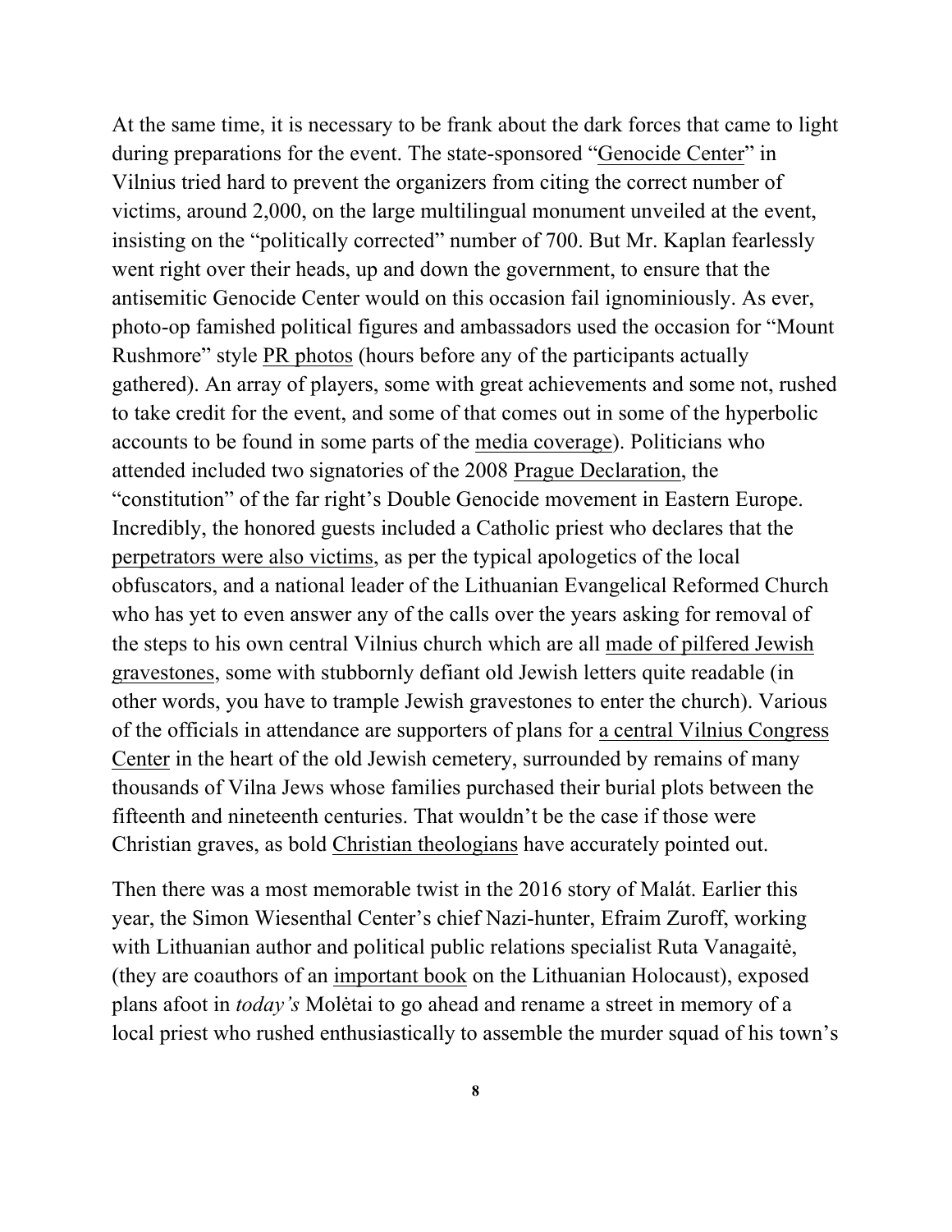At the same time, it is necessary to be frank about the dark forces that came to light during preparations for the event. The state-sponsored "Genocide Center" in Vilnius tried hard to prevent the organizers from citing the correct number of victims, around 2,000, on the large multilingual monument unveiled at the event, insisting on the "politically corrected" number of 700. But Mr. Kaplan fearlessly went right over their heads, up and down the government, to ensure that the antisemitic Genocide Center would on this occasion fail ignominiously. As ever, photo-op famished political figures and ambassadors used the occasion for "Mount Rushmore" style PR photos (hours before any of the participants actually gathered). An array of players, some with great achievements and some not, rushed to take credit for the event, and some of that comes out in some of the hyperbolic accounts to be found in some parts of the media coverage). Politicians who attended included two signatories of the 2008 Prague Declaration, the "constitution" of the far right's Double Genocide movement in Eastern Europe. Incredibly, the honored guests included a Catholic priest who declares that the perpetrators were also victims, as per the typical apologetics of the local obfuscators, and a national leader of the Lithuanian Evangelical Reformed Church who has yet to even answer any of the calls over the years asking for removal of the steps to his own central Vilnius church which are all made of pilfered Jewish gravestones, some with stubbornly defiant old Jewish letters quite readable (in other words, you have to trample Jewish gravestones to enter the church). Various of the officials in attendance are supporters of plans for a central Vilnius Congress Center in the heart of the old Jewish cemetery, surrounded by remains of many thousands of Vilna Jews whose families purchased their burial plots between the fifteenth and nineteenth centuries. That wouldn't be the case if those were Christian graves, as bold Christian theologians have accurately pointed out.

Then there was a most memorable twist in the 2016 story of Malát. Earlier this year, the Simon Wiesenthal Center's chief Nazi-hunter, Efraim Zuroff, working with Lithuanian author and political public relations specialist Ruta Vanagaitė, (they are coauthors of an important book on the Lithuanian Holocaust), exposed plans afoot in *today's* Molėtai to go ahead and rename a street in memory of a local priest who rushed enthusiastically to assemble the murder squad of his town's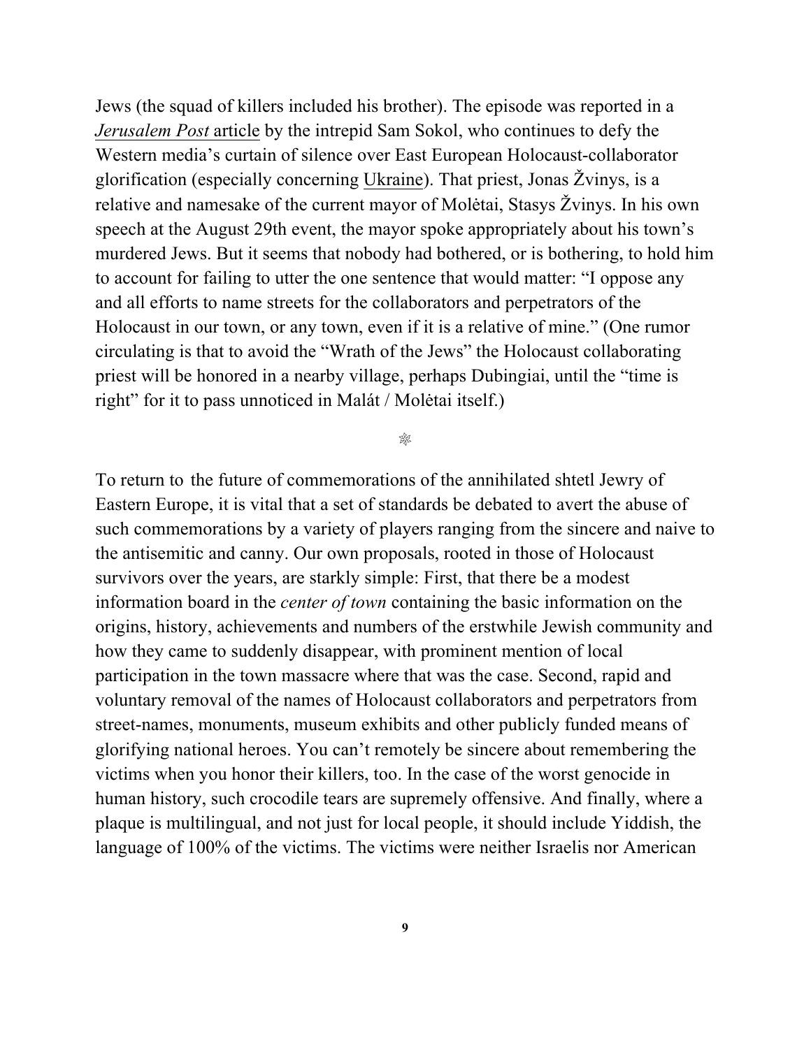Jews (the squad of killers included his brother). The episode was reported in a *Jerusalem Post* article by the intrepid Sam Sokol, who continues to defy the Western media's curtain of silence over East European Holocaust-collaborator glorification (especially concerning Ukraine). That priest, Jonas Žvinys, is a relative and namesake of the current mayor of Molėtai, Stasys Žvinys. In his own speech at the August 29th event, the mayor spoke appropriately about his town's murdered Jews. But it seems that nobody had bothered, or is bothering, to hold him to account for failing to utter the one sentence that would matter: "I oppose any and all efforts to name streets for the collaborators and perpetrators of the Holocaust in our town, or any town, even if it is a relative of mine." (One rumor circulating is that to avoid the "Wrath of the Jews" the Holocaust collaborating priest will be honored in a nearby village, perhaps Dubingiai, until the "time is right" for it to pass unnoticed in Malát / Molėtai itself.)

❊

To return to the future of commemorations of the annihilated shtetl Jewry of Eastern Europe, it is vital that a set of standards be debated to avert the abuse of such commemorations by a variety of players ranging from the sincere and naive to the antisemitic and canny. Our own proposals, rooted in those of Holocaust survivors over the years, are starkly simple: First, that there be a modest information board in the *center of town* containing the basic information on the origins, history, achievements and numbers of the erstwhile Jewish community and how they came to suddenly disappear, with prominent mention of local participation in the town massacre where that was the case. Second, rapid and voluntary removal of the names of Holocaust collaborators and perpetrators from street-names, monuments, museum exhibits and other publicly funded means of glorifying national heroes. You can't remotely be sincere about remembering the victims when you honor their killers, too. In the case of the worst genocide in human history, such crocodile tears are supremely offensive. And finally, where a plaque is multilingual, and not just for local people, it should include Yiddish, the language of 100% of the victims. The victims were neither Israelis nor American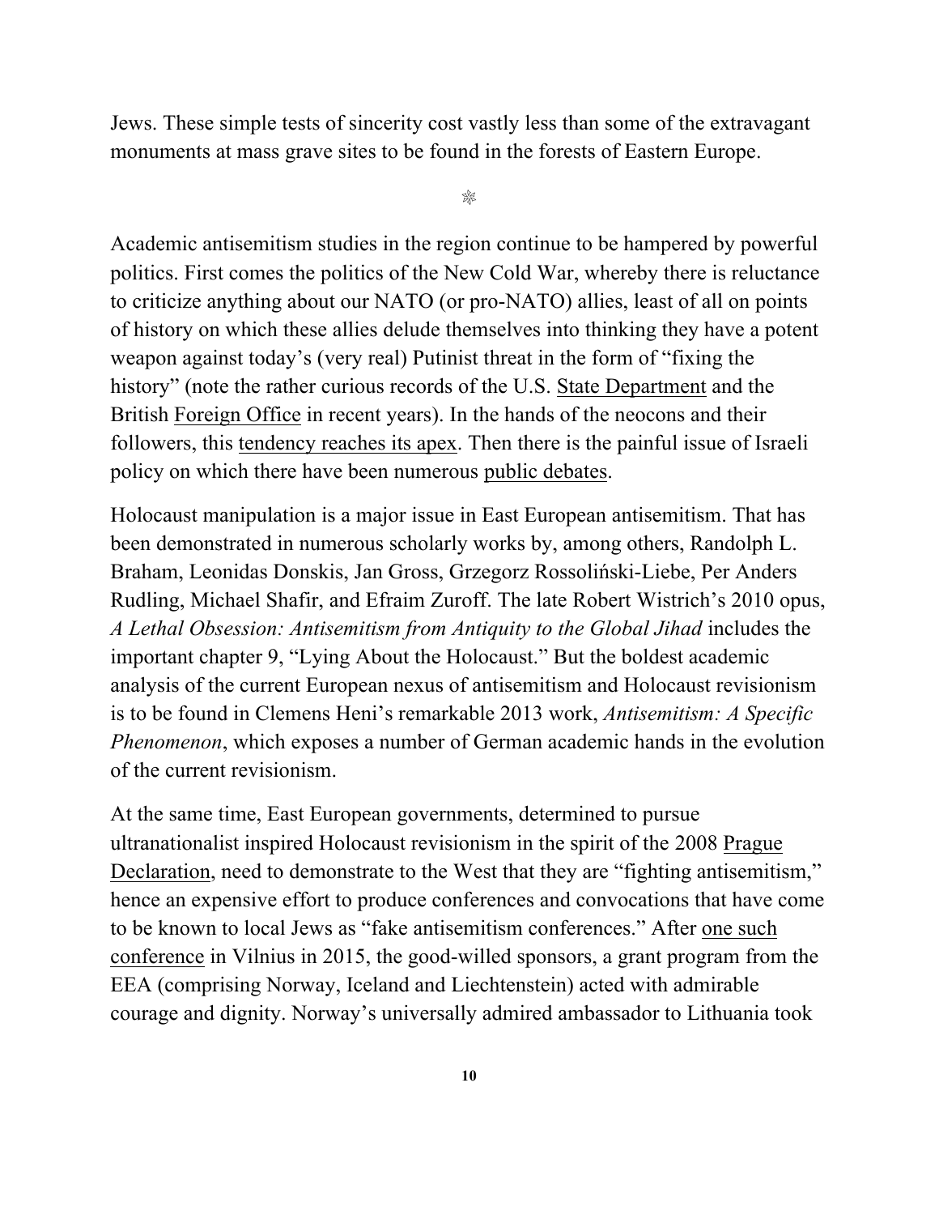Jews. These simple tests of sincerity cost vastly less than some of the extravagant monuments at mass grave sites to be found in the forests of Eastern Europe.

❄

Academic antisemitism studies in the region continue to be hampered by powerful politics. First comes the politics of the New Cold War, whereby there is reluctance to criticize anything about our NATO (or pro-NATO) allies, least of all on points of history on which these allies delude themselves into thinking they have a potent weapon against today's (very real) Putinist threat in the form of "fixing the history" (note the rather curious records of the U.S. State Department and the British Foreign Office in recent years). In the hands of the neocons and their followers, this tendency reaches its apex. Then there is the painful issue of Israeli policy on which there have been numerous public debates.

Holocaust manipulation is a major issue in East European antisemitism. That has been demonstrated in numerous scholarly works by, among others, Randolph L. Braham, Leonidas Donskis, Jan Gross, Grzegorz Rossoliński-Liebe, Per Anders Rudling, Michael Shafir, and Efraim Zuroff. The late Robert Wistrich's 2010 opus, *A Lethal Obsession: Antisemitism from Antiquity to the Global Jihad* includes the important chapter 9, "Lying About the Holocaust." But the boldest academic analysis of the current European nexus of antisemitism and Holocaust revisionism is to be found in Clemens Heni's remarkable 2013 work, *Antisemitism: A Specific Phenomenon*, which exposes a number of German academic hands in the evolution of the current revisionism.

At the same time, East European governments, determined to pursue ultranationalist inspired Holocaust revisionism in the spirit of the 2008 Prague Declaration, need to demonstrate to the West that they are "fighting antisemitism," hence an expensive effort to produce conferences and convocations that have come to be known to local Jews as "fake antisemitism conferences." After one such conference in Vilnius in 2015, the good-willed sponsors, a grant program from the EEA (comprising Norway, Iceland and Liechtenstein) acted with admirable courage and dignity. Norway's universally admired ambassador to Lithuania took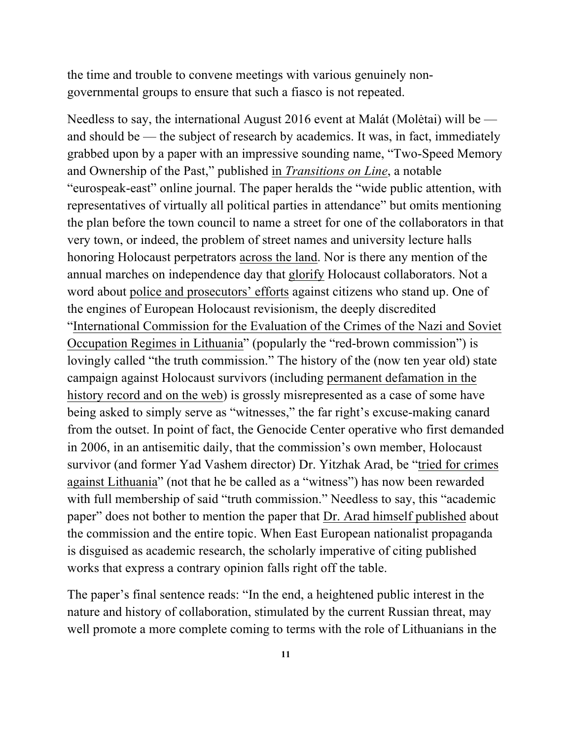the time and trouble to convene meetings with various genuinely non-governmental groups to ensure that such a fiasco is not repeated.

Needless to say, the international August 2016 event at Malát (Molėtai) will be — and should be — the subject of research by academics. It was, in fact, immediately grabbed upon by a paper with an impressive sounding name, "Two-Speed Memory and Ownership of the Past," published in *Transitions on Line*, a notable "eurospeak-east" online journal. The paper heralds the "wide public attention, with representatives of virtually all political parties in attendance" but omits mentioning the plan before the town council to name a street for one of the collaborators in that very town, or indeed, the problem of street names and university lecture halls honoring Holocaust perpetrators across the land. Nor is there any mention of the annual marches on independence day that glorify Holocaust collaborators. Not a word about police and prosecutors' efforts against citizens who stand up. One of the engines of European Holocaust revisionism, the deeply discredited "International Commission for the Evaluation of the Crimes of the Nazi and Soviet Occupation Regimes in Lithuania" (popularly the "red-brown commission") is lovingly called "the truth commission." The history of the (now ten year old) state campaign against Holocaust survivors (including permanent defamation in the history record and on the web) is grossly misrepresented as a case of some have being asked to simply serve as "witnesses," the far right's excuse-making canard from the outset. In point of fact, the Genocide Center operative who first demanded in 2006, in an antisemitic daily, that the commission's own member, Holocaust survivor (and former Yad Vashem director) Dr. Yitzhak Arad, be "tried for crimes against Lithuania" (not that he be called as a "witness") has now been rewarded with full membership of said "truth commission." Needless to say, this "academic paper" does not bother to mention the paper that Dr. Arad himself published about the commission and the entire topic. When East European nationalist propaganda is disguised as academic research, the scholarly imperative of citing published works that express a contrary opinion falls right off the table.

The paper's final sentence reads: "In the end, a heightened public interest in the nature and history of collaboration, stimulated by the current Russian threat, may well promote a more complete coming to terms with the role of Lithuanians in the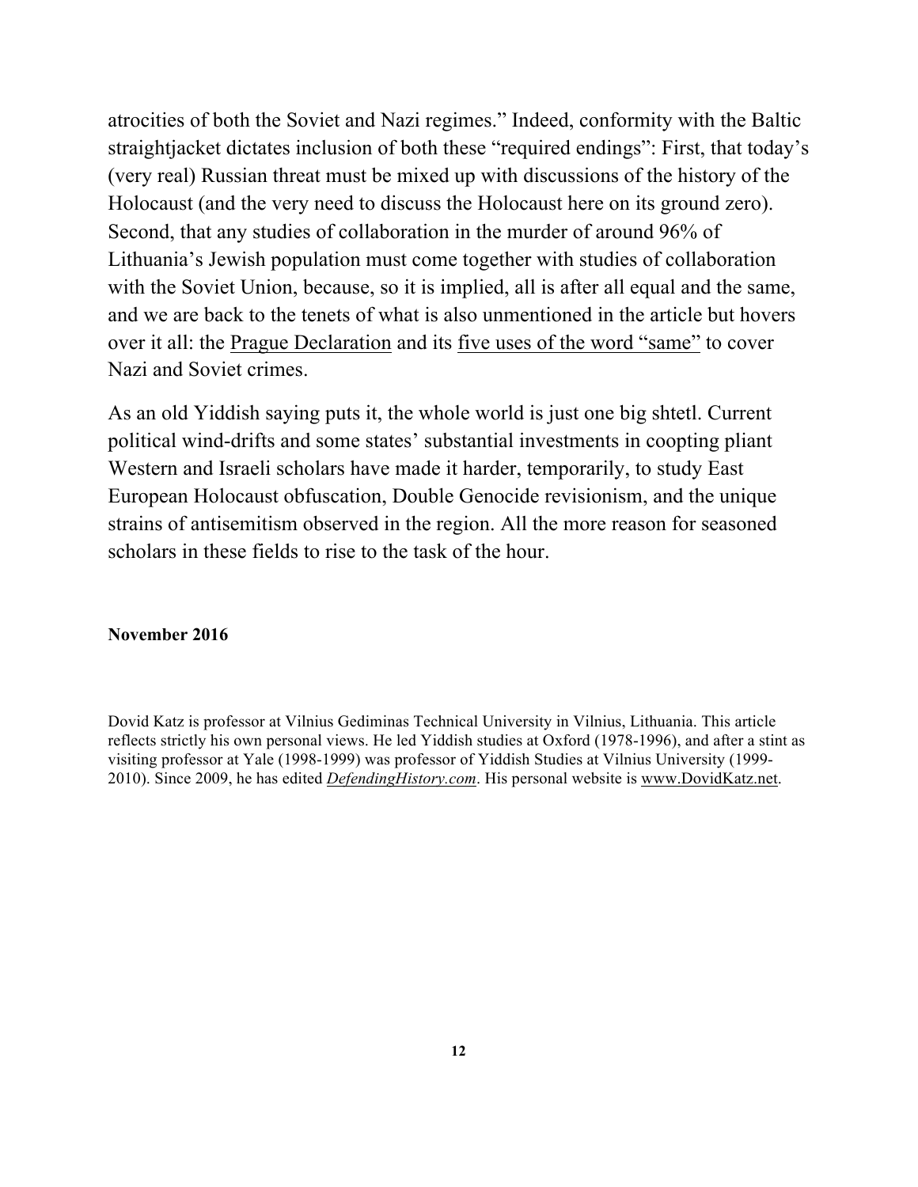atrocities of both the Soviet and Nazi regimes." Indeed, conformity with the Baltic straightjacket dictates inclusion of both these "required endings": First, that today's (very real) Russian threat must be mixed up with discussions of the history of the Holocaust (and the very need to discuss the Holocaust here on its ground zero). Second, that any studies of collaboration in the murder of around 96% of Lithuania's Jewish population must come together with studies of collaboration with the Soviet Union, because, so it is implied, all is after all equal and the same, and we are back to the tenets of what is also unmentioned in the article but hovers over it all: the Prague Declaration and its five uses of the word "same" to cover Nazi and Soviet crimes.

As an old Yiddish saying puts it, the whole world is just one big shtetl. Current political wind-drifts and some states' substantial investments in coopting pliant Western and Israeli scholars have made it harder, temporarily, to study East European Holocaust obfuscation, Double Genocide revisionism, and the unique strains of antisemitism observed in the region. All the more reason for seasoned scholars in these fields to rise to the task of the hour.

**November 2016**

Dovid Katz is professor at Vilnius Gediminas Technical University in Vilnius, Lithuania. This article reflects strictly his own personal views. He led Yiddish studies at Oxford (1978-1996), and after a stint as visiting professor at Yale (1998-1999) was professor of Yiddish Studies at Vilnius University (1999-2010). Since 2009, he has edited *DefendingHistory.com*. His personal website is www.DovidKatz.net.